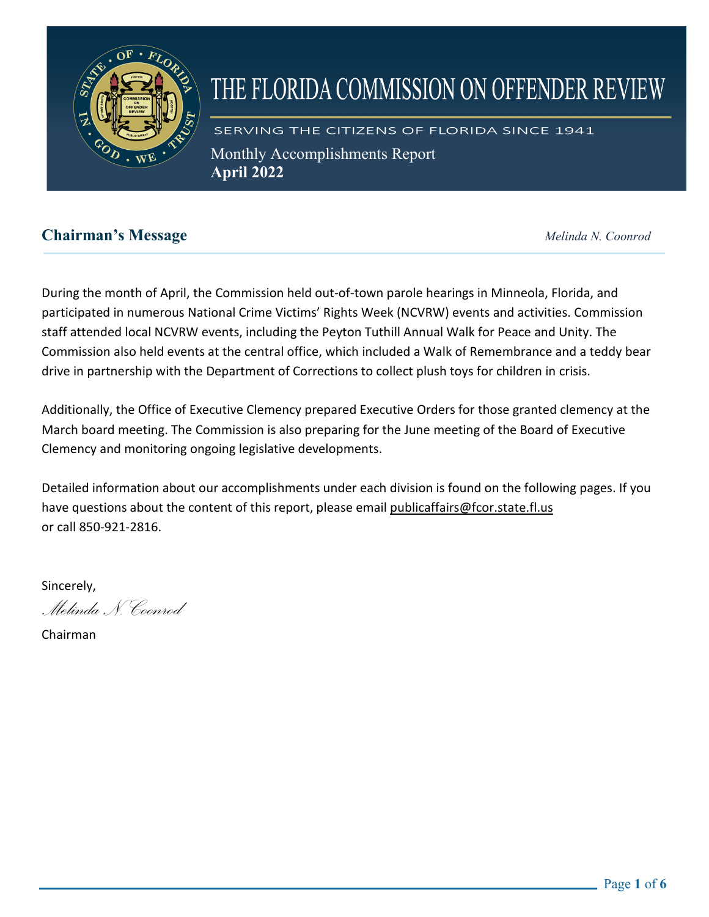# THE FLORIDA COMMISSION ON OFFENDER REVIEW

SERVING THE CITIZENS OF FLORIDA SINCE 1941

Monthly Accomplishments Report
**April 2022**

## Chairman's Message

*Melinda N. Coonrod*

During the month of April, the Commission held out-of-town parole hearings in Minneola, Florida, and participated in numerous National Crime Victims' Rights Week (NCVRW) events and activities. Commission staff attended local NCVRW events, including the Peyton Tuthill Annual Walk for Peace and Unity. The Commission also held events at the central office, which included a Walk of Remembrance and a teddy bear drive in partnership with the Department of Corrections to collect plush toys for children in crisis.

Additionally, the Office of Executive Clemency prepared Executive Orders for those granted clemency at the March board meeting. The Commission is also preparing for the June meeting of the Board of Executive Clemency and monitoring ongoing legislative developments.

Detailed information about our accomplishments under each division is found on the following pages. If you have questions about the content of this report, please email publicaffairs@fcor.state.fl.us or call 850-921-2816.

Sincerely,

*Melinda N. Coonrod*

Chairman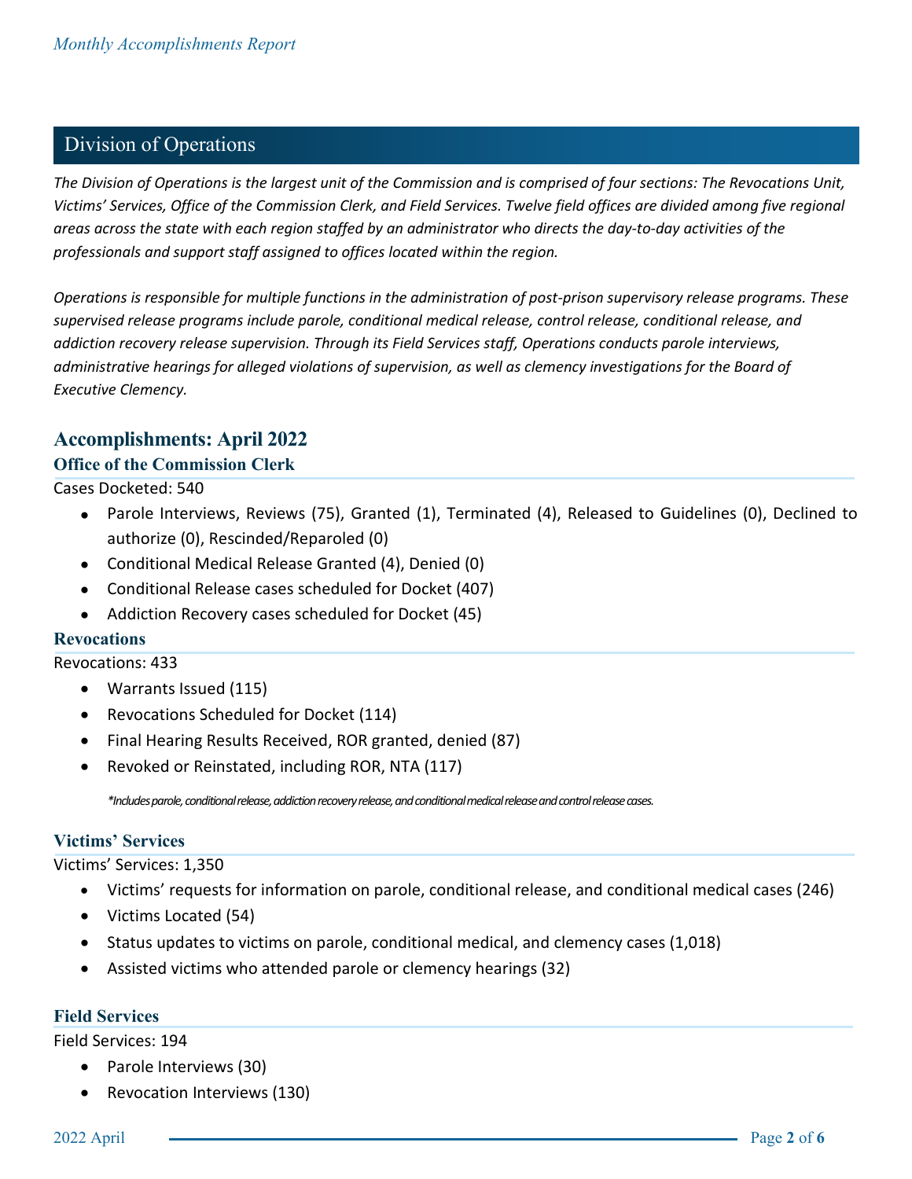## Division of Operations

*The Division of Operations is the largest unit of the Commission and is comprised of four sections: The Revocations Unit, Victims' Services, Office of the Commission Clerk, and Field Services. Twelve field offices are divided among five regional areas across the state with each region staffed by an administrator who directs the day-to-day activities of the professionals and support staff assigned to offices located within the region.*

*Operations is responsible for multiple functions in the administration of post-prison supervisory release programs. These supervised release programs include parole, conditional medical release, control release, conditional release, and addiction recovery release supervision. Through its Field Services staff, Operations conducts parole interviews, administrative hearings for alleged violations of supervision, as well as clemency investigations for the Board of Executive Clemency.*

## Accomplishments: April 2022

### Office of the Commission Clerk

Cases Docketed: 540

- Parole Interviews, Reviews (75), Granted (1), Terminated (4), Released to Guidelines (0), Declined to authorize (0), Rescinded/Reparoled (0)
- Conditional Medical Release Granted (4), Denied (0)
- Conditional Release cases scheduled for Docket (407)
- Addiction Recovery cases scheduled for Docket (45)

### Revocations

Revocations: 433

- Warrants Issued (115)
- Revocations Scheduled for Docket (114)
- Final Hearing Results Received, ROR granted, denied (87)
- Revoked or Reinstated, including ROR, NTA (117)

*\*Includes parole, conditional release, addiction recovery release, and conditional medical release and control release cases.*

### Victims' Services

Victims' Services: 1,350

- Victims' requests for information on parole, conditional release, and conditional medical cases (246)
- Victims Located (54)
- Status updates to victims on parole, conditional medical, and clemency cases (1,018)
- Assisted victims who attended parole or clemency hearings (32)

### Field Services

Field Services: 194

- Parole Interviews (30)
- Revocation Interviews (130)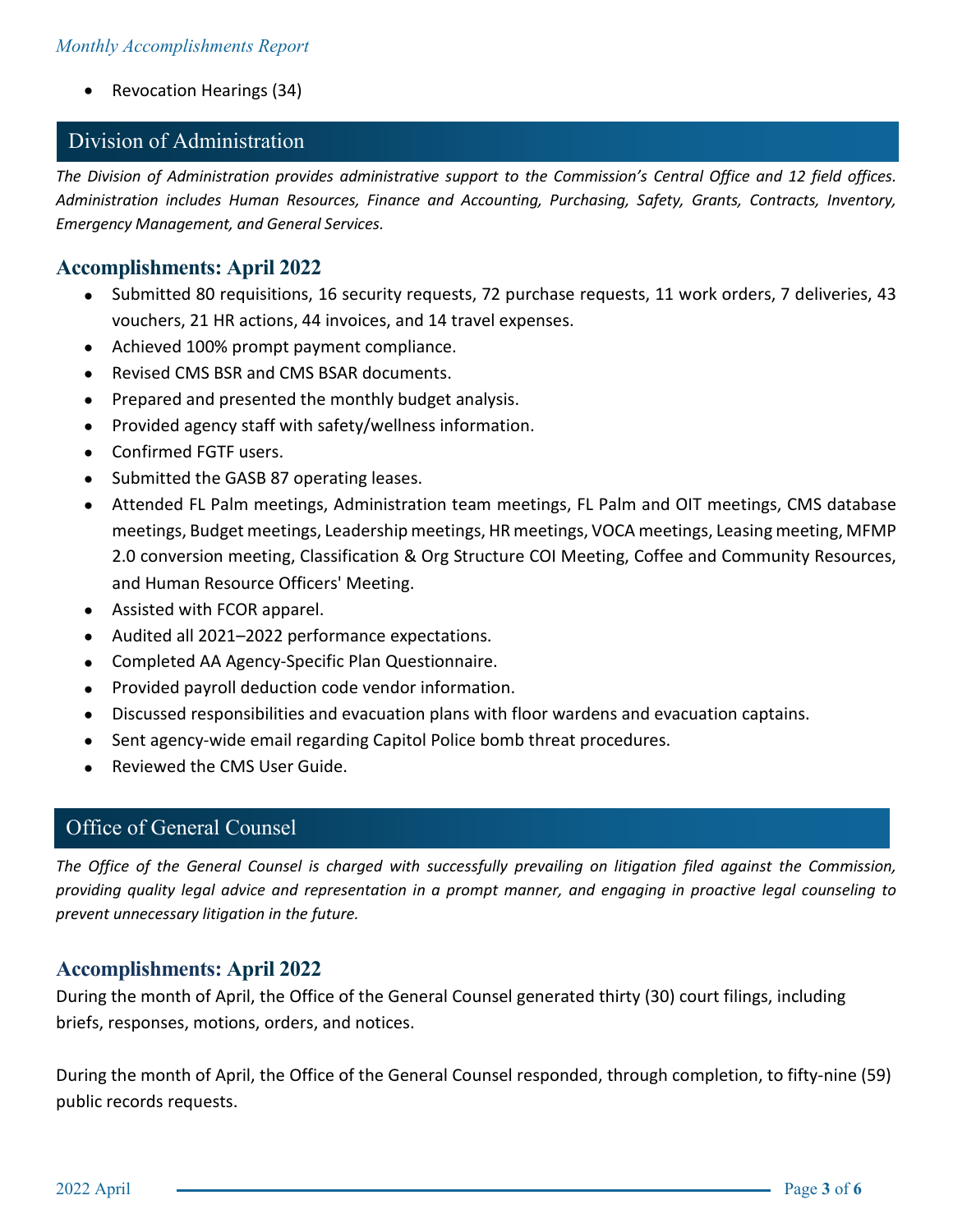- Revocation Hearings (34)

## Division of Administration

*The Division of Administration provides administrative support to the Commission's Central Office and 12 field offices. Administration includes Human Resources, Finance and Accounting, Purchasing, Safety, Grants, Contracts, Inventory, Emergency Management, and General Services.*

### Accomplishments: April 2022

- Submitted 80 requisitions, 16 security requests, 72 purchase requests, 11 work orders, 7 deliveries, 43 vouchers, 21 HR actions, 44 invoices, and 14 travel expenses.
- Achieved 100% prompt payment compliance.
- Revised CMS BSR and CMS BSAR documents.
- Prepared and presented the monthly budget analysis.
- Provided agency staff with safety/wellness information.
- Confirmed FGTF users.
- Submitted the GASB 87 operating leases.
- Attended FL Palm meetings, Administration team meetings, FL Palm and OIT meetings, CMS database meetings, Budget meetings, Leadership meetings, HR meetings, VOCA meetings, Leasing meeting, MFMP 2.0 conversion meeting, Classification & Org Structure COI Meeting, Coffee and Community Resources, and Human Resource Officers' Meeting.
- Assisted with FCOR apparel.
- Audited all 2021–2022 performance expectations.
- Completed AA Agency-Specific Plan Questionnaire.
- Provided payroll deduction code vendor information.
- Discussed responsibilities and evacuation plans with floor wardens and evacuation captains.
- Sent agency-wide email regarding Capitol Police bomb threat procedures.
- Reviewed the CMS User Guide.

## Office of General Counsel

*The Office of the General Counsel is charged with successfully prevailing on litigation filed against the Commission, providing quality legal advice and representation in a prompt manner, and engaging in proactive legal counseling to prevent unnecessary litigation in the future.*

### Accomplishments: April 2022

During the month of April, the Office of the General Counsel generated thirty (30) court filings, including briefs, responses, motions, orders, and notices.

During the month of April, the Office of the General Counsel responded, through completion, to fifty-nine (59) public records requests.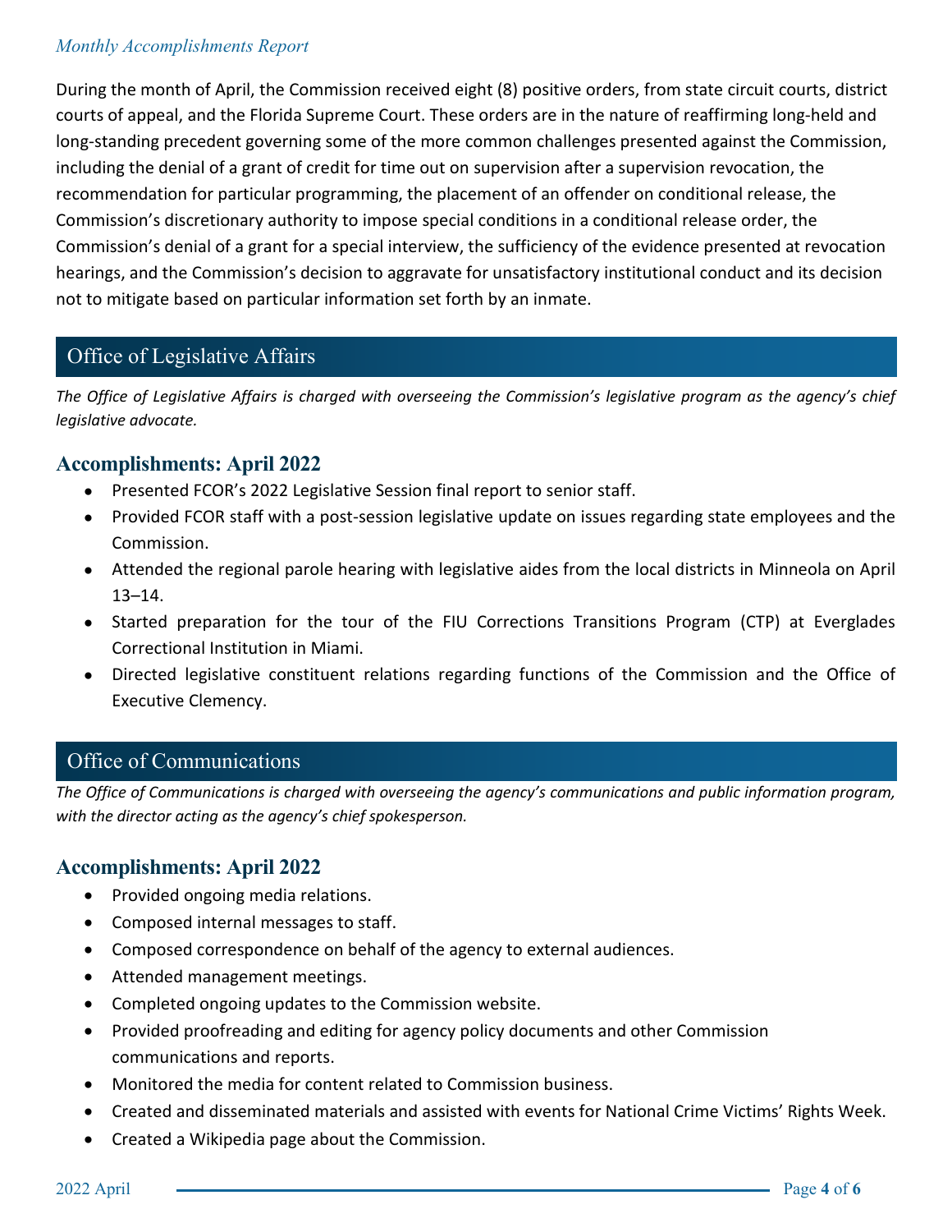*Monthly Accomplishments Report*

During the month of April, the Commission received eight (8) positive orders, from state circuit courts, district courts of appeal, and the Florida Supreme Court. These orders are in the nature of reaffirming long-held and long-standing precedent governing some of the more common challenges presented against the Commission, including the denial of a grant of credit for time out on supervision after a supervision revocation, the recommendation for particular programming, the placement of an offender on conditional release, the Commission's discretionary authority to impose special conditions in a conditional release order, the Commission's denial of a grant for a special interview, the sufficiency of the evidence presented at revocation hearings, and the Commission's decision to aggravate for unsatisfactory institutional conduct and its decision not to mitigate based on particular information set forth by an inmate.

## Office of Legislative Affairs

*The Office of Legislative Affairs is charged with overseeing the Commission's legislative program as the agency's chief legislative advocate.*

### Accomplishments: April 2022

- Presented FCOR's 2022 Legislative Session final report to senior staff.
- Provided FCOR staff with a post-session legislative update on issues regarding state employees and the Commission.
- Attended the regional parole hearing with legislative aides from the local districts in Minneola on April 13–14.
- Started preparation for the tour of the FIU Corrections Transitions Program (CTP) at Everglades Correctional Institution in Miami.
- Directed legislative constituent relations regarding functions of the Commission and the Office of Executive Clemency.

## Office of Communications

*The Office of Communications is charged with overseeing the agency's communications and public information program, with the director acting as the agency's chief spokesperson.*

### Accomplishments: April 2022

- Provided ongoing media relations.
- Composed internal messages to staff.
- Composed correspondence on behalf of the agency to external audiences.
- Attended management meetings.
- Completed ongoing updates to the Commission website.
- Provided proofreading and editing for agency policy documents and other Commission communications and reports.
- Monitored the media for content related to Commission business.
- Created and disseminated materials and assisted with events for National Crime Victims' Rights Week.
- Created a Wikipedia page about the Commission.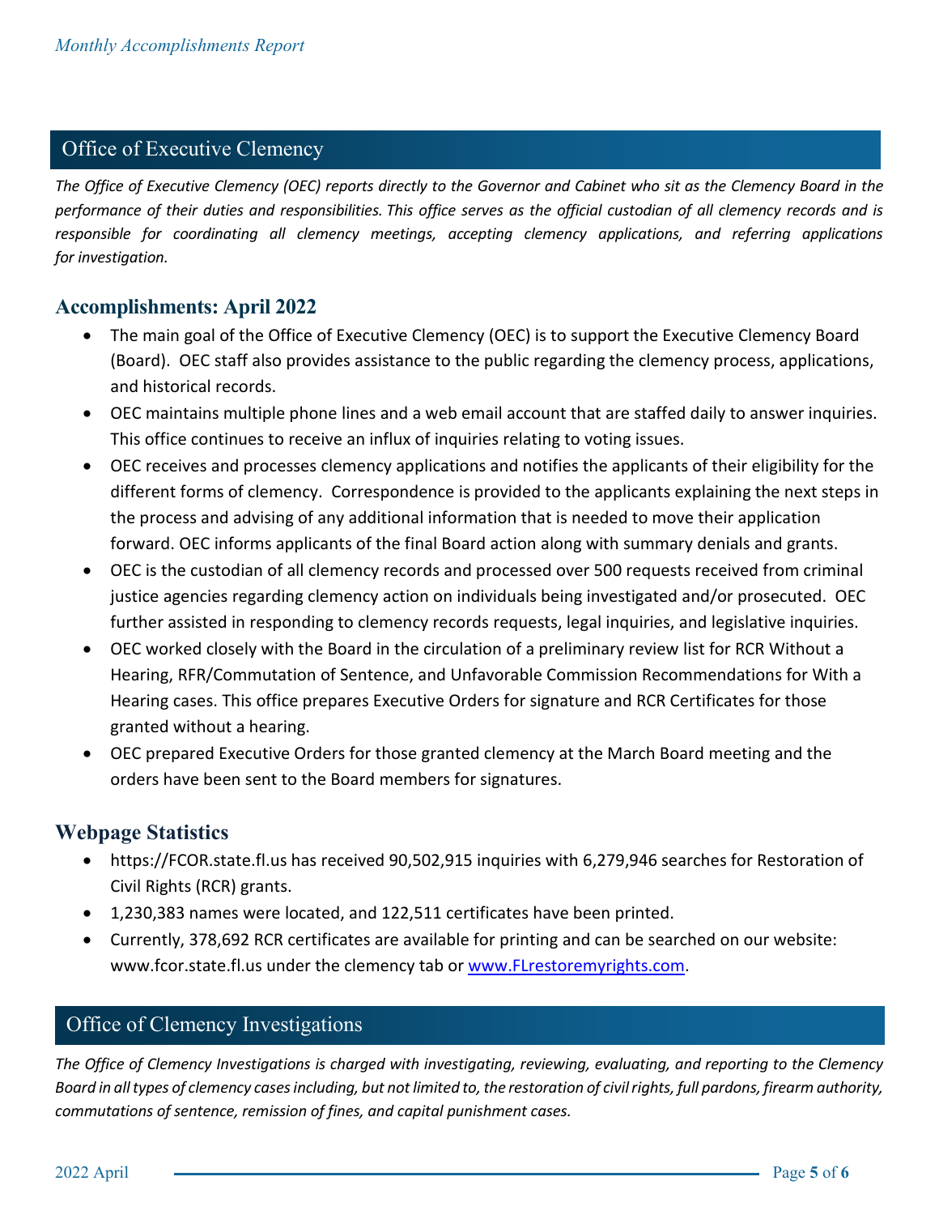## Office of Executive Clemency

*The Office of Executive Clemency (OEC) reports directly to the Governor and Cabinet who sit as the Clemency Board in the performance of their duties and responsibilities. This office serves as the official custodian of all clemency records and is responsible for coordinating all clemency meetings, accepting clemency applications, and referring applications for investigation.*

### Accomplishments: April 2022

- The main goal of the Office of Executive Clemency (OEC) is to support the Executive Clemency Board (Board). OEC staff also provides assistance to the public regarding the clemency process, applications, and historical records.
- OEC maintains multiple phone lines and a web email account that are staffed daily to answer inquiries. This office continues to receive an influx of inquiries relating to voting issues.
- OEC receives and processes clemency applications and notifies the applicants of their eligibility for the different forms of clemency. Correspondence is provided to the applicants explaining the next steps in the process and advising of any additional information that is needed to move their application forward. OEC informs applicants of the final Board action along with summary denials and grants.
- OEC is the custodian of all clemency records and processed over 500 requests received from criminal justice agencies regarding clemency action on individuals being investigated and/or prosecuted. OEC further assisted in responding to clemency records requests, legal inquiries, and legislative inquiries.
- OEC worked closely with the Board in the circulation of a preliminary review list for RCR Without a Hearing, RFR/Commutation of Sentence, and Unfavorable Commission Recommendations for With a Hearing cases. This office prepares Executive Orders for signature and RCR Certificates for those granted without a hearing.
- OEC prepared Executive Orders for those granted clemency at the March Board meeting and the orders have been sent to the Board members for signatures.

### Webpage Statistics

- https://FCOR.state.fl.us has received 90,502,915 inquiries with 6,279,946 searches for Restoration of Civil Rights (RCR) grants.
- 1,230,383 names were located, and 122,511 certificates have been printed.
- Currently, 378,692 RCR certificates are available for printing and can be searched on our website: www.fcor.state.fl.us under the clemency tab or [www.FLrestoremyrights.com](www.FLrestoremyrights.com).

## Office of Clemency Investigations

*The Office of Clemency Investigations is charged with investigating, reviewing, evaluating, and reporting to the Clemency Board in all types of clemency cases including, but not limited to, the restoration of civil rights, full pardons, firearm authority, commutations of sentence, remission of fines, and capital punishment cases.*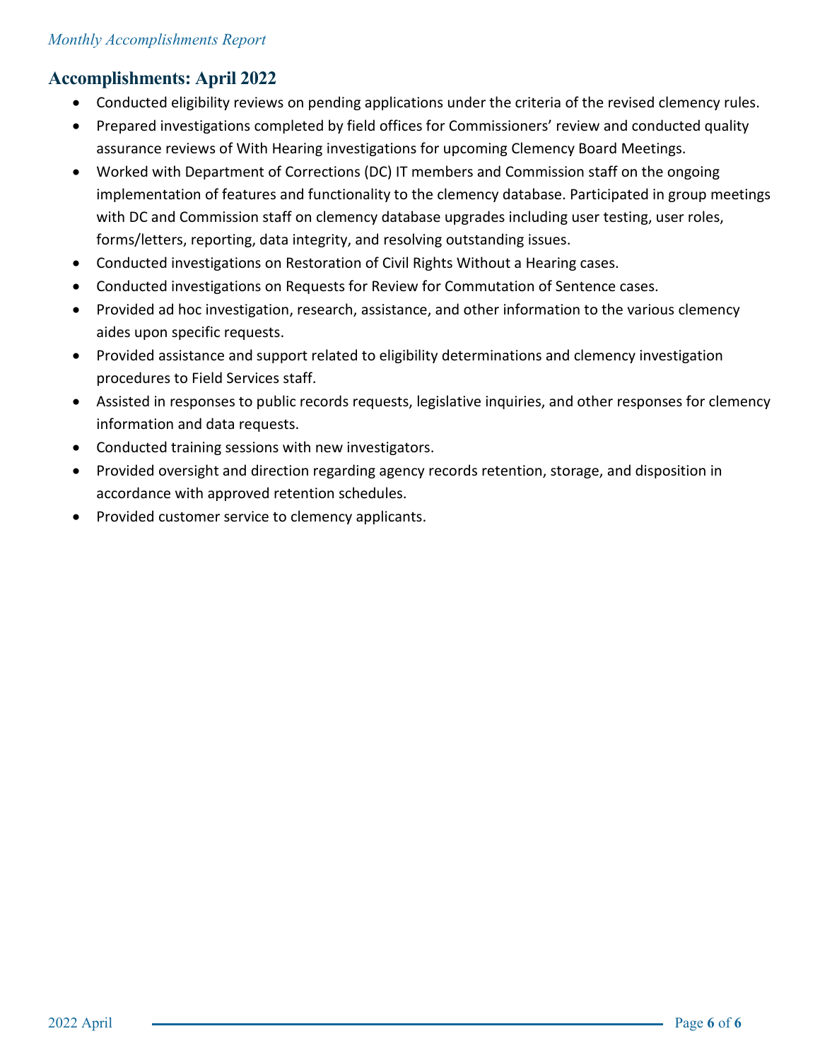## Accomplishments: April 2022

- Conducted eligibility reviews on pending applications under the criteria of the revised clemency rules.
- Prepared investigations completed by field offices for Commissioners' review and conducted quality assurance reviews of With Hearing investigations for upcoming Clemency Board Meetings.
- Worked with Department of Corrections (DC) IT members and Commission staff on the ongoing implementation of features and functionality to the clemency database. Participated in group meetings with DC and Commission staff on clemency database upgrades including user testing, user roles, forms/letters, reporting, data integrity, and resolving outstanding issues.
- Conducted investigations on Restoration of Civil Rights Without a Hearing cases.
- Conducted investigations on Requests for Review for Commutation of Sentence cases.
- Provided ad hoc investigation, research, assistance, and other information to the various clemency aides upon specific requests.
- Provided assistance and support related to eligibility determinations and clemency investigation procedures to Field Services staff.
- Assisted in responses to public records requests, legislative inquiries, and other responses for clemency information and data requests.
- Conducted training sessions with new investigators.
- Provided oversight and direction regarding agency records retention, storage, and disposition in accordance with approved retention schedules.
- Provided customer service to clemency applicants.